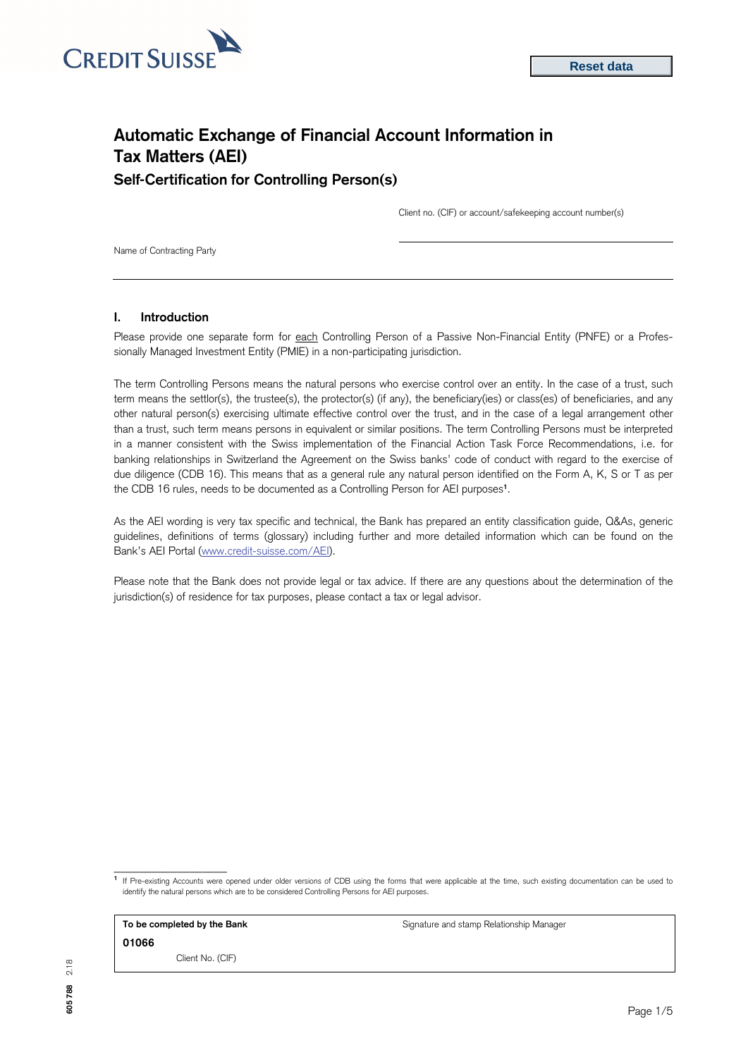CREDIT SUISSE

Reset data

# Automatic Exchange of Financial Account Information in Tax Matters (AEI)

## Self-Certification for Controlling Person(s)

Client no. (CIF) or account/safekeeping account number(s)

Name of Contracting Party

## I. Introduction

Please provide one separate form for each Controlling Person of a Passive Non-Financial Entity (PNFE) or a Professionally Managed Investment Entity (PMIE) in a non-participating jurisdiction.

The term Controlling Persons means the natural persons who exercise control over an entity. In the case of a trust, such term means the settlor(s), the trustee(s), the protector(s) (if any), the beneficiary(ies) or class(es) of beneficiaries, and any other natural person(s) exercising ultimate effective control over the trust, and in the case of a legal arrangement other than a trust, such term means persons in equivalent or similar positions. The term Controlling Persons must be interpreted in a manner consistent with the Swiss implementation of the Financial Action Task Force Recommendations, i.e. for banking relationships in Switzerland the Agreement on the Swiss banks' code of conduct with regard to the exercise of due diligence (CDB 16). This means that as a general rule any natural person identified on the Form A, K, S or T as per the CDB 16 rules, needs to be documented as a Controlling Person for AEI purposes[1].

As the AEI wording is very tax specific and technical, the Bank has prepared an entity classification guide, Q&As, generic guidelines, definitions of terms (glossary) including further and more detailed information which can be found on the Bank's AEI Portal (www.credit-suisse.com/AEI).

Please note that the Bank does not provide legal or tax advice. If there are any questions about the determination of the jurisdiction(s) of residence for tax purposes, please contact a tax or legal advisor.

---

[1] If Pre-existing Accounts were opened under older versions of CDB using the forms that were applicable at the time, such existing documentation can be used to identify the natural persons which are to be considered Controlling Persons for AEI purposes.

| **To be completed by the Bank** | Signature and stamp Relationship Manager |
|---|---|
| **01066** | |
| Client No. (CIF) | |

605 788 2.18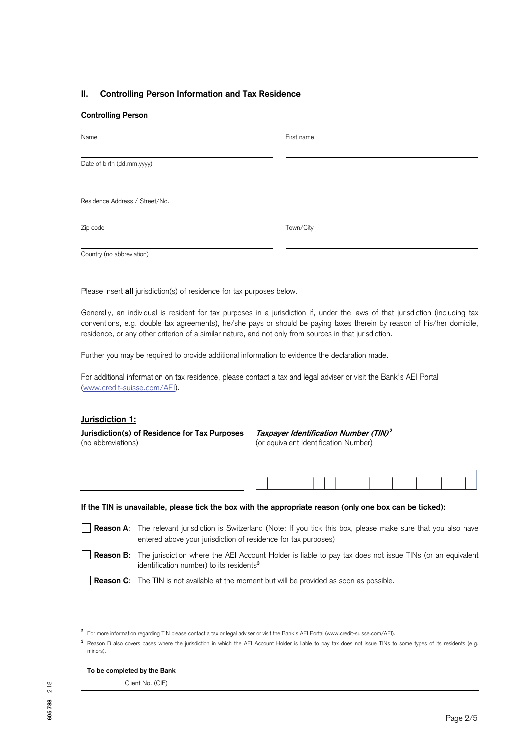## II. Controlling Person Information and Tax Residence

**Controlling Person**

Name

First name

Date of birth (dd.mm.yyyy)

Residence Address / Street/No.

Zip code

Town/City

Country (no abbreviation)

Please insert **all** jurisdiction(s) of residence for tax purposes below.

Generally, an individual is resident for tax purposes in a jurisdiction if, under the laws of that jurisdiction (including tax conventions, e.g. double tax agreements), he/she pays or should be paying taxes therein by reason of his/her domicile, residence, or any other criterion of a similar nature, and not only from sources in that jurisdiction.

Further you may be required to provide additional information to evidence the declaration made.

For additional information on tax residence, please contact a tax and legal adviser or visit the Bank's AEI Portal (www.credit-suisse.com/AEI).

**Jurisdiction 1:**

**Jurisdiction(s) of Residence for Tax Purposes** (no abbreviations)

***Taxpayer Identification Number (TIN)***[2] (or equivalent Identification Number)

**If the TIN is unavailable, please tick the box with the appropriate reason (only one box can be ticked):**

☐ **Reason A**: The relevant jurisdiction is Switzerland (Note: If you tick this box, please make sure that you also have entered above your jurisdiction of residence for tax purposes)

☐ **Reason B**: The jurisdiction where the AEI Account Holder is liable to pay tax does not issue TINs (or an equivalent identification number) to its residents[3]

☐ **Reason C**: The TIN is not available at the moment but will be provided as soon as possible.

[2] For more information regarding TIN please contact a tax or legal adviser or visit the Bank's AEI Portal (www.credit-suisse.com/AEI).

[3] Reason B also covers cases where the jurisdiction in which the AEI Account Holder is liable to pay tax does not issue TINs to some types of its residents (e.g. minors).

| To be completed by the Bank |
|---|
| Client No. (CIF) |

605 788 2.18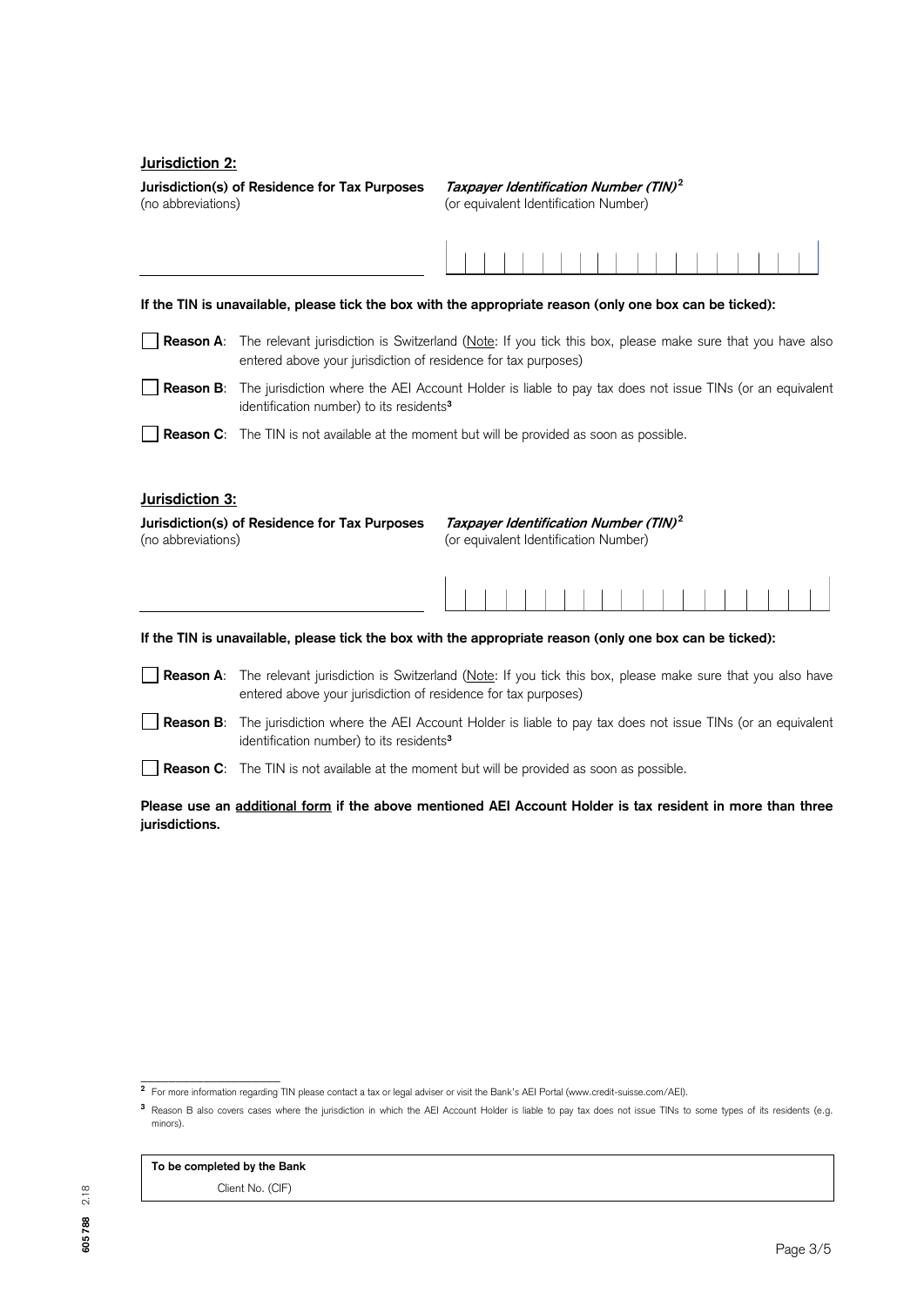**Jurisdiction 2:**

| **Jurisdiction(s) of Residence for Tax Purposes** (no abbreviations) | ***Taxpayer Identification Number (TIN)***[2] (or equivalent Identification Number) |
|---|---|
| | |

**If the TIN is unavailable, please tick the box with the appropriate reason (only one box can be ticked):**

☐ **Reason A**: The relevant jurisdiction is Switzerland (Note: If you tick this box, please make sure that you have also entered above your jurisdiction of residence for tax purposes)

☐ **Reason B**: The jurisdiction where the AEI Account Holder is liable to pay tax does not issue TINs (or an equivalent identification number) to its residents[3]

☐ **Reason C**: The TIN is not available at the moment but will be provided as soon as possible.

**Jurisdiction 3:**

| **Jurisdiction(s) of Residence for Tax Purposes** (no abbreviations) | ***Taxpayer Identification Number (TIN)***[2] (or equivalent Identification Number) |
|---|---|
| | |

**If the TIN is unavailable, please tick the box with the appropriate reason (only one box can be ticked):**

☐ **Reason A**: The relevant jurisdiction is Switzerland (Note: If you tick this box, please make sure that you also have entered above your jurisdiction of residence for tax purposes)

☐ **Reason B**: The jurisdiction where the AEI Account Holder is liable to pay tax does not issue TINs (or an equivalent identification number) to its residents[3]

☐ **Reason C**: The TIN is not available at the moment but will be provided as soon as possible.

**Please use an additional form if the above mentioned AEI Account Holder is tax resident in more than three jurisdictions.**

---

[2] For more information regarding TIN please contact a tax or legal adviser or visit the Bank's AEI Portal (www.credit-suisse.com/AEI).

[3] Reason B also covers cases where the jurisdiction in which the AEI Account Holder is liable to pay tax does not issue TINs to some types of its residents (e.g. minors).

| **To be completed by the Bank** |
|---|
| Client No. (CIF) |

605 788 2.18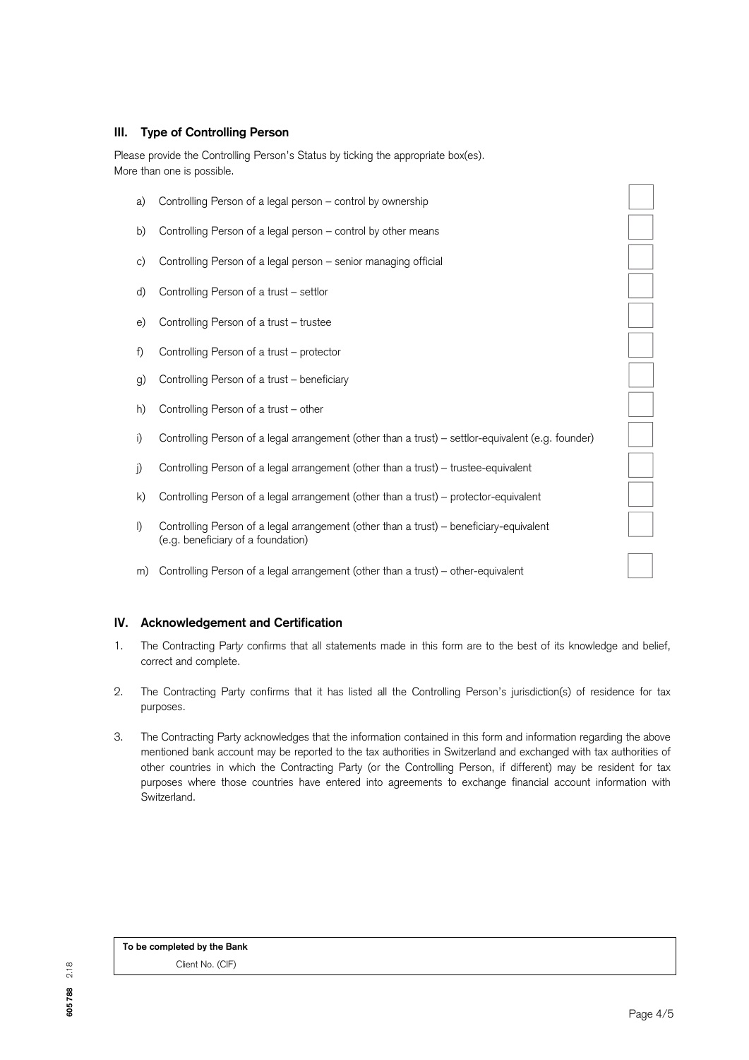## III. Type of Controlling Person

Please provide the Controlling Person's Status by ticking the appropriate box(es).
More than one is possible.

a) Controlling Person of a legal person – control by ownership ☐

b) Controlling Person of a legal person – control by other means ☐

c) Controlling Person of a legal person – senior managing official ☐

d) Controlling Person of a trust – settlor ☐

e) Controlling Person of a trust – trustee ☐

f) Controlling Person of a trust – protector ☐

g) Controlling Person of a trust – beneficiary ☐

h) Controlling Person of a trust – other ☐

i) Controlling Person of a legal arrangement (other than a trust) – settlor-equivalent (e.g. founder) ☐

j) Controlling Person of a legal arrangement (other than a trust) – trustee-equivalent ☐

k) Controlling Person of a legal arrangement (other than a trust) – protector-equivalent ☐

l) Controlling Person of a legal arrangement (other than a trust) – beneficiary-equivalent (e.g. beneficiary of a foundation) ☐

m) Controlling Person of a legal arrangement (other than a trust) – other-equivalent ☐

## IV. Acknowledgement and Certification

1. The Contracting Party confirms that all statements made in this form are to the best of its knowledge and belief, correct and complete.

2. The Contracting Party confirms that it has listed all the Controlling Person's jurisdiction(s) of residence for tax purposes.

3. The Contracting Party acknowledges that the information contained in this form and information regarding the above mentioned bank account may be reported to the tax authorities in Switzerland and exchanged with tax authorities of other countries in which the Contracting Party (or the Controlling Person, if different) may be resident for tax purposes where those countries have entered into agreements to exchange financial account information with Switzerland.

| **To be completed by the Bank** |
| --- |
| Client No. (CIF) |

**605 788** 2.18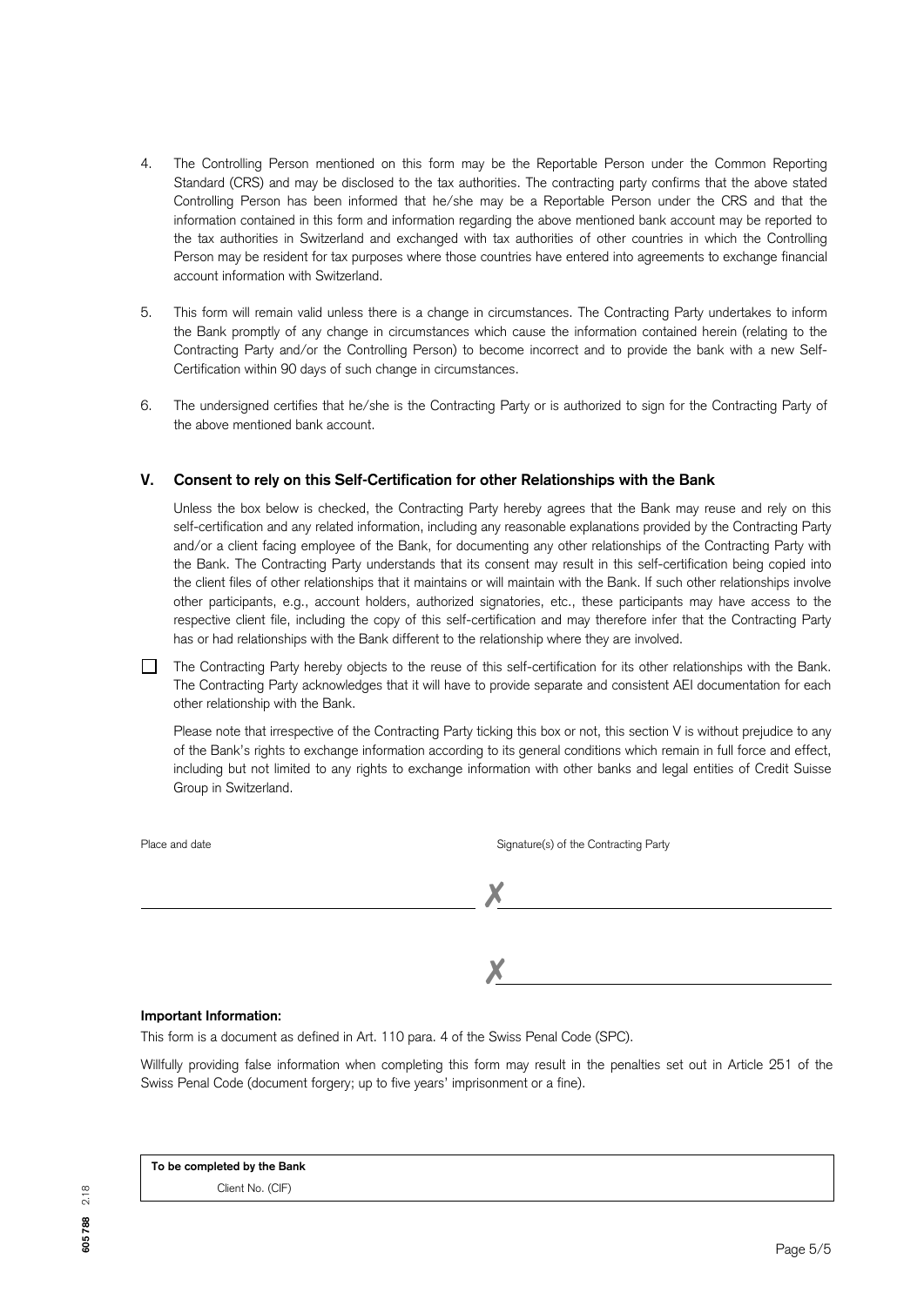4. The Controlling Person mentioned on this form may be the Reportable Person under the Common Reporting Standard (CRS) and may be disclosed to the tax authorities. The contracting party confirms that the above stated Controlling Person has been informed that he/she may be a Reportable Person under the CRS and that the information contained in this form and information regarding the above mentioned bank account may be reported to the tax authorities in Switzerland and exchanged with tax authorities of other countries in which the Controlling Person may be resident for tax purposes where those countries have entered into agreements to exchange financial account information with Switzerland.

5. This form will remain valid unless there is a change in circumstances. The Contracting Party undertakes to inform the Bank promptly of any change in circumstances which cause the information contained herein (relating to the Contracting Party and/or the Controlling Person) to become incorrect and to provide the bank with a new Self-Certification within 90 days of such change in circumstances.

6. The undersigned certifies that he/she is the Contracting Party or is authorized to sign for the Contracting Party of the above mentioned bank account.

## V. Consent to rely on this Self-Certification for other Relationships with the Bank

Unless the box below is checked, the Contracting Party hereby agrees that the Bank may reuse and rely on this self-certification and any related information, including any reasonable explanations provided by the Contracting Party and/or a client facing employee of the Bank, for documenting any other relationships of the Contracting Party with the Bank. The Contracting Party understands that its consent may result in this self-certification being copied into the client files of other relationships that it maintains or will maintain with the Bank. If such other relationships involve other participants, e.g., account holders, authorized signatories, etc., these participants may have access to the respective client file, including the copy of this self-certification and may therefore infer that the Contracting Party has or had relationships with the Bank different to the relationship where they are involved.

☐ The Contracting Party hereby objects to the reuse of this self-certification for its other relationships with the Bank. The Contracting Party acknowledges that it will have to provide separate and consistent AEI documentation for each other relationship with the Bank.

Please note that irrespective of the Contracting Party ticking this box or not, this section V is without prejudice to any of the Bank's rights to exchange information according to its general conditions which remain in full force and effect, including but not limited to any rights to exchange information with other banks and legal entities of Credit Suisse Group in Switzerland.

Place and date ______________________

Signature(s) of the Contracting Party

✗ ______________________

✗ ______________________

**Important Information:**

This form is a document as defined in Art. 110 para. 4 of the Swiss Penal Code (SPC).

Willfully providing false information when completing this form may result in the penalties set out in Article 251 of the Swiss Penal Code (document forgery; up to five years' imprisonment or a fine).

**To be completed by the Bank**

Client No. (CIF)

605 788 2.18